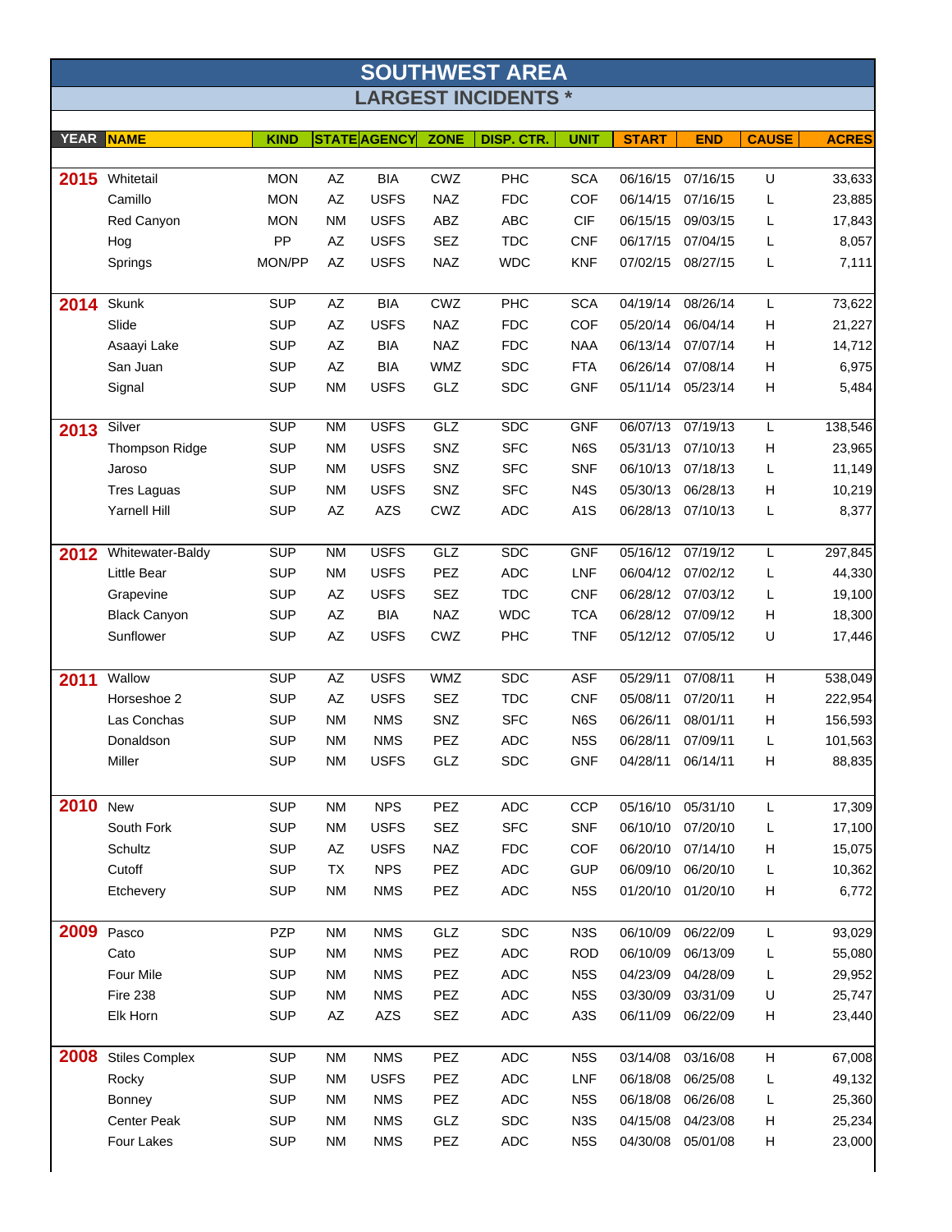# SOUTHWEST AREA

## LARGEST INCIDENTS *

| YEAR | NAME | KIND | STATE | AGENCY | ZONE | DISP. CTR. | UNIT | START | END | CAUSE | ACRES |
|---|---|---|---|---|---|---|---|---|---|---|---|
| 2015 | Whitetail | MON | AZ | BIA | CWZ | PHC | SCA | 06/16/15 | 07/16/15 | U | 33,633 |
| | Camillo | MON | AZ | USFS | NAZ | FDC | COF | 06/14/15 | 07/16/15 | L | 23,885 |
| | Red Canyon | MON | NM | USFS | ABZ | ABC | CIF | 06/15/15 | 09/03/15 | L | 17,843 |
| | Hog | PP | AZ | USFS | SEZ | TDC | CNF | 06/17/15 | 07/04/15 | L | 8,057 |
| | Springs | MON/PP | AZ | USFS | NAZ | WDC | KNF | 07/02/15 | 08/27/15 | L | 7,111 |
| 2014 | Skunk | SUP | AZ | BIA | CWZ | PHC | SCA | 04/19/14 | 08/26/14 | L | 73,622 |
| | Slide | SUP | AZ | USFS | NAZ | FDC | COF | 05/20/14 | 06/04/14 | H | 21,227 |
| | Asaayi Lake | SUP | AZ | BIA | NAZ | FDC | NAA | 06/13/14 | 07/07/14 | H | 14,712 |
| | San Juan | SUP | AZ | BIA | WMZ | SDC | FTA | 06/26/14 | 07/08/14 | H | 6,975 |
| | Signal | SUP | NM | USFS | GLZ | SDC | GNF | 05/11/14 | 05/23/14 | H | 5,484 |
| 2013 | Silver | SUP | NM | USFS | GLZ | SDC | GNF | 06/07/13 | 07/19/13 | L | 138,546 |
| | Thompson Ridge | SUP | NM | USFS | SNZ | SFC | N6S | 05/31/13 | 07/10/13 | H | 23,965 |
| | Jaroso | SUP | NM | USFS | SNZ | SFC | SNF | 06/10/13 | 07/18/13 | L | 11,149 |
| | Tres Laguas | SUP | NM | USFS | SNZ | SFC | N4S | 05/30/13 | 06/28/13 | H | 10,219 |
| | Yarnell Hill | SUP | AZ | AZS | CWZ | ADC | A1S | 06/28/13 | 07/10/13 | L | 8,377 |
| 2012 | Whitewater-Baldy | SUP | NM | USFS | GLZ | SDC | GNF | 05/16/12 | 07/19/12 | L | 297,845 |
| | Little Bear | SUP | NM | USFS | PEZ | ADC | LNF | 06/04/12 | 07/02/12 | L | 44,330 |
| | Grapevine | SUP | AZ | USFS | SEZ | TDC | CNF | 06/28/12 | 07/03/12 | L | 19,100 |
| | Black Canyon | SUP | AZ | BIA | NAZ | WDC | TCA | 06/28/12 | 07/09/12 | H | 18,300 |
| | Sunflower | SUP | AZ | USFS | CWZ | PHC | TNF | 05/12/12 | 07/05/12 | U | 17,446 |
| 2011 | Wallow | SUP | AZ | USFS | WMZ | SDC | ASF | 05/29/11 | 07/08/11 | H | 538,049 |
| | Horseshoe 2 | SUP | AZ | USFS | SEZ | TDC | CNF | 05/08/11 | 07/20/11 | H | 222,954 |
| | Las Conchas | SUP | NM | NMS | SNZ | SFC | N6S | 06/26/11 | 08/01/11 | H | 156,593 |
| | Donaldson | SUP | NM | NMS | PEZ | ADC | N5S | 06/28/11 | 07/09/11 | L | 101,563 |
| | Miller | SUP | NM | USFS | GLZ | SDC | GNF | 04/28/11 | 06/14/11 | H | 88,835 |
| 2010 | New | SUP | NM | NPS | PEZ | ADC | CCP | 05/16/10 | 05/31/10 | L | 17,309 |
| | South Fork | SUP | NM | USFS | SEZ | SFC | SNF | 06/10/10 | 07/20/10 | L | 17,100 |
| | Schultz | SUP | AZ | USFS | NAZ | FDC | COF | 06/20/10 | 07/14/10 | H | 15,075 |
| | Cutoff | SUP | TX | NPS | PEZ | ADC | GUP | 06/09/10 | 06/20/10 | L | 10,362 |
| | Etchevery | SUP | NM | NMS | PEZ | ADC | N5S | 01/20/10 | 01/20/10 | H | 6,772 |
| 2009 | Pasco | PZP | NM | NMS | GLZ | SDC | N3S | 06/10/09 | 06/22/09 | L | 93,029 |
| | Cato | SUP | NM | NMS | PEZ | ADC | ROD | 06/10/09 | 06/13/09 | L | 55,080 |
| | Four Mile | SUP | NM | NMS | PEZ | ADC | N5S | 04/23/09 | 04/28/09 | L | 29,952 |
| | Fire 238 | SUP | NM | NMS | PEZ | ADC | N5S | 03/30/09 | 03/31/09 | U | 25,747 |
| | Elk Horn | SUP | AZ | AZS | SEZ | ADC | A3S | 06/11/09 | 06/22/09 | H | 23,440 |
| 2008 | Stiles Complex | SUP | NM | NMS | PEZ | ADC | N5S | 03/14/08 | 03/16/08 | H | 67,008 |
| | Rocky | SUP | NM | USFS | PEZ | ADC | LNF | 06/18/08 | 06/25/08 | L | 49,132 |
| | Bonney | SUP | NM | NMS | PEZ | ADC | N5S | 06/18/08 | 06/26/08 | L | 25,360 |
| | Center Peak | SUP | NM | NMS | GLZ | SDC | N3S | 04/15/08 | 04/23/08 | H | 25,234 |
| | Four Lakes | SUP | NM | NMS | PEZ | ADC | N5S | 04/30/08 | 05/01/08 | H | 23,000 |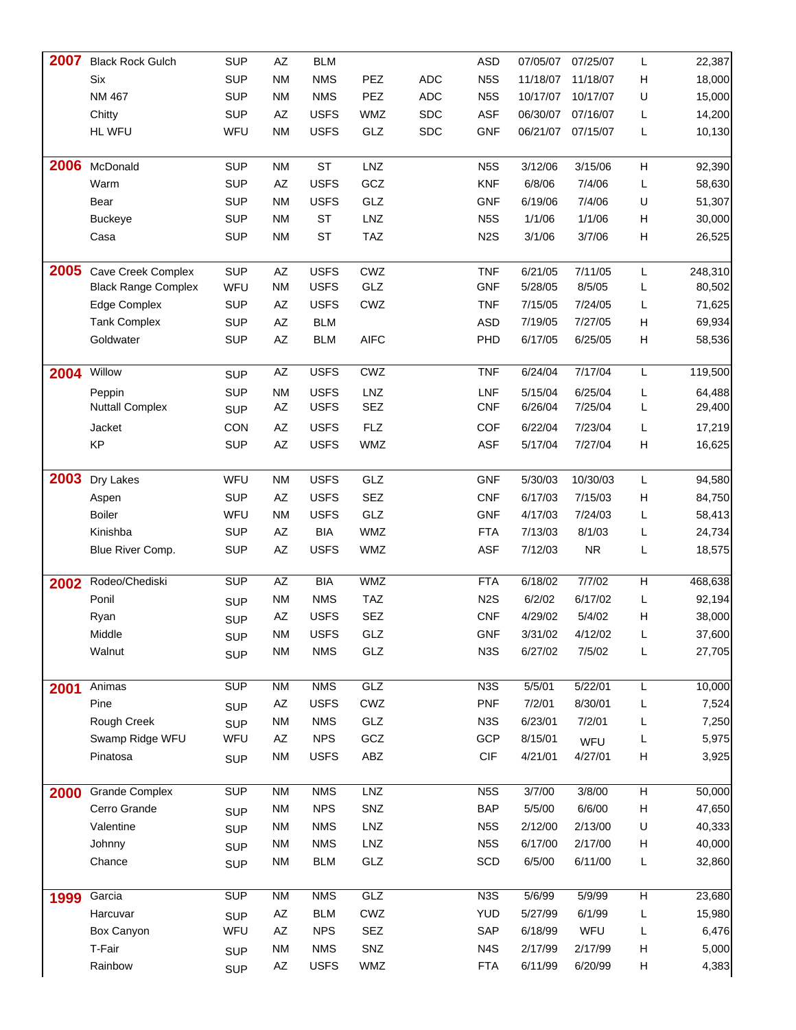| | | | | | | | | | | | |
|---|---|---|---|---|---|---|---|---|---|---|---|
| **2007** | Black Rock Gulch | SUP | AZ | BLM | | | ASD | 07/05/07 | 07/25/07 | L | 22,387 |
| | Six | SUP | NM | NMS | PEZ | ADC | N5S | 11/18/07 | 11/18/07 | H | 18,000 |
| | NM 467 | SUP | NM | NMS | PEZ | ADC | N5S | 10/17/07 | 10/17/07 | U | 15,000 |
| | Chitty | SUP | AZ | USFS | WMZ | SDC | ASF | 06/30/07 | 07/16/07 | L | 14,200 |
| | HL WFU | WFU | NM | USFS | GLZ | SDC | GNF | 06/21/07 | 07/15/07 | L | 10,130 |
| **2006** | McDonald | SUP | NM | ST | LNZ | | N5S | 3/12/06 | 3/15/06 | H | 92,390 |
| | Warm | SUP | AZ | USFS | GCZ | | KNF | 6/8/06 | 7/4/06 | L | 58,630 |
| | Bear | SUP | NM | USFS | GLZ | | GNF | 6/19/06 | 7/4/06 | U | 51,307 |
| | Buckeye | SUP | NM | ST | LNZ | | N5S | 1/1/06 | 1/1/06 | H | 30,000 |
| | Casa | SUP | NM | ST | TAZ | | N2S | 3/1/06 | 3/7/06 | H | 26,525 |
| **2005** | Cave Creek Complex | SUP | AZ | USFS | CWZ | | TNF | 6/21/05 | 7/11/05 | L | 248,310 |
| | Black Range Complex | WFU | NM | USFS | GLZ | | GNF | 5/28/05 | 8/5/05 | L | 80,502 |
| | Edge Complex | SUP | AZ | USFS | CWZ | | TNF | 7/15/05 | 7/24/05 | L | 71,625 |
| | Tank Complex | SUP | AZ | BLM | | | ASD | 7/19/05 | 7/27/05 | H | 69,934 |
| | Goldwater | SUP | AZ | BLM | AIFC | | PHD | 6/17/05 | 6/25/05 | H | 58,536 |
| **2004** | Willow | SUP | AZ | USFS | CWZ | | TNF | 6/24/04 | 7/17/04 | L | 119,500 |
| | Peppin | SUP | NM | USFS | LNZ | | LNF | 5/15/04 | 6/25/04 | L | 64,488 |
| | Nuttall Complex | SUP | AZ | USFS | SEZ | | CNF | 6/26/04 | 7/25/04 | L | 29,400 |
| | Jacket | CON | AZ | USFS | FLZ | | COF | 6/22/04 | 7/23/04 | L | 17,219 |
| | KP | SUP | AZ | USFS | WMZ | | ASF | 5/17/04 | 7/27/04 | H | 16,625 |
| **2003** | Dry Lakes | WFU | NM | USFS | GLZ | | GNF | 5/30/03 | 10/30/03 | L | 94,580 |
| | Aspen | SUP | AZ | USFS | SEZ | | CNF | 6/17/03 | 7/15/03 | H | 84,750 |
| | Boiler | WFU | NM | USFS | GLZ | | GNF | 4/17/03 | 7/24/03 | L | 58,413 |
| | Kinishba | SUP | AZ | BIA | WMZ | | FTA | 7/13/03 | 8/1/03 | L | 24,734 |
| | Blue River Comp. | SUP | AZ | USFS | WMZ | | ASF | 7/12/03 | NR | L | 18,575 |
| **2002** | Rodeo/Chediski | SUP | AZ | BIA | WMZ | | FTA | 6/18/02 | 7/7/02 | H | 468,638 |
| | Ponil | SUP | NM | NMS | TAZ | | N2S | 6/2/02 | 6/17/02 | L | 92,194 |
| | Ryan | SUP | AZ | USFS | SEZ | | CNF | 4/29/02 | 5/4/02 | H | 38,000 |
| | Middle | SUP | NM | USFS | GLZ | | GNF | 3/31/02 | 4/12/02 | L | 37,600 |
| | Walnut | SUP | NM | NMS | GLZ | | N3S | 6/27/02 | 7/5/02 | L | 27,705 |
| **2001** | Animas | SUP | NM | NMS | GLZ | | N3S | 5/5/01 | 5/22/01 | L | 10,000 |
| | Pine | SUP | AZ | USFS | CWZ | | PNF | 7/2/01 | 8/30/01 | L | 7,524 |
| | Rough Creek | SUP | NM | NMS | GLZ | | N3S | 6/23/01 | 7/2/01 | L | 7,250 |
| | Swamp Ridge WFU | WFU | AZ | NPS | GCZ | | GCP | 8/15/01 | WFU | L | 5,975 |
| | Pinatosa | SUP | NM | USFS | ABZ | | CIF | 4/21/01 | 4/27/01 | H | 3,925 |
| **2000** | Grande Complex | SUP | NM | NMS | LNZ | | N5S | 3/7/00 | 3/8/00 | H | 50,000 |
| | Cerro Grande | SUP | NM | NPS | SNZ | | BAP | 5/5/00 | 6/6/00 | H | 47,650 |
| | Valentine | SUP | NM | NMS | LNZ | | N5S | 2/12/00 | 2/13/00 | U | 40,333 |
| | Johnny | SUP | NM | NMS | LNZ | | N5S | 6/17/00 | 2/17/00 | H | 40,000 |
| | Chance | SUP | NM | BLM | GLZ | | SCD | 6/5/00 | 6/11/00 | L | 32,860 |
| **1999** | Garcia | SUP | NM | NMS | GLZ | | N3S | 5/6/99 | 5/9/99 | H | 23,680 |
| | Harcuvar | SUP | AZ | BLM | CWZ | | YUD | 5/27/99 | 6/1/99 | L | 15,980 |
| | Box Canyon | WFU | AZ | NPS | SEZ | | SAP | 6/18/99 | WFU | L | 6,476 |
| | T-Fair | SUP | NM | NMS | SNZ | | N4S | 2/17/99 | 2/17/99 | H | 5,000 |
| | Rainbow | SUP | AZ | USFS | WMZ | | FTA | 6/11/99 | 6/20/99 | H | 4,383 |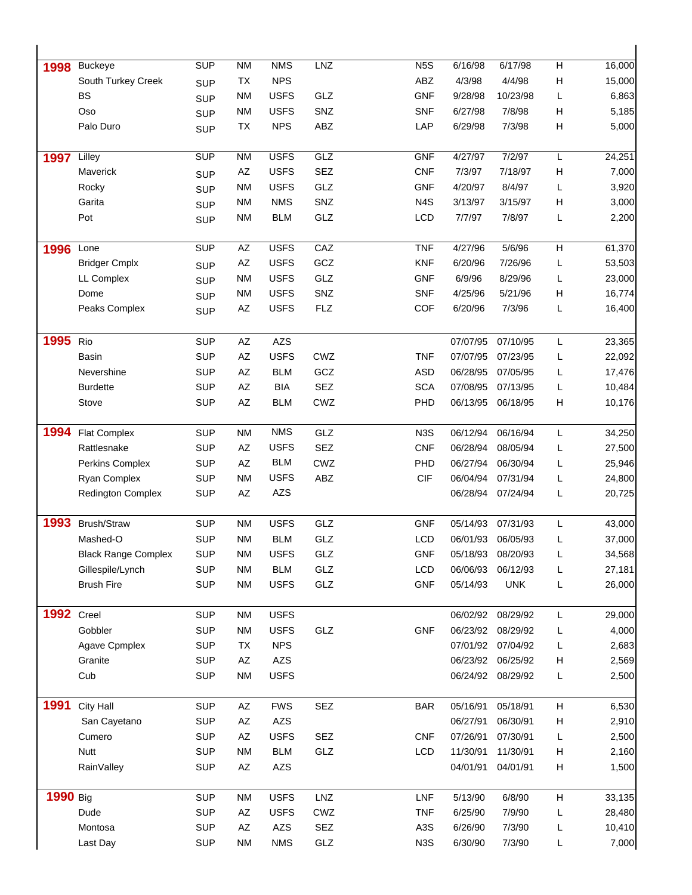| | | | | | | | | | | |
|---|---|---|---|---|---|---|---|---|---|---|
| **1998** | Buckeye | SUP | NM | NMS | LNZ | N5S | 6/16/98 | 6/17/98 | H | 16,000 |
| | South Turkey Creek | SUP | TX | NPS | | ABZ | 4/3/98 | 4/4/98 | H | 15,000 |
| | BS | SUP | NM | USFS | GLZ | GNF | 9/28/98 | 10/23/98 | L | 6,863 |
| | Oso | SUP | NM | USFS | SNZ | SNF | 6/27/98 | 7/8/98 | H | 5,185 |
| | Palo Duro | SUP | TX | NPS | ABZ | LAP | 6/29/98 | 7/3/98 | H | 5,000 |
| **1997** | Lilley | SUP | NM | USFS | GLZ | GNF | 4/27/97 | 7/2/97 | L | 24,251 |
| | Maverick | SUP | AZ | USFS | SEZ | CNF | 7/3/97 | 7/18/97 | H | 7,000 |
| | Rocky | SUP | NM | USFS | GLZ | GNF | 4/20/97 | 8/4/97 | L | 3,920 |
| | Garita | SUP | NM | NMS | SNZ | N4S | 3/13/97 | 3/15/97 | H | 3,000 |
| | Pot | SUP | NM | BLM | GLZ | LCD | 7/7/97 | 7/8/97 | L | 2,200 |
| **1996** | Lone | SUP | AZ | USFS | CAZ | TNF | 4/27/96 | 5/6/96 | H | 61,370 |
| | Bridger Cmplx | SUP | AZ | USFS | GCZ | KNF | 6/20/96 | 7/26/96 | L | 53,503 |
| | LL Complex | SUP | NM | USFS | GLZ | GNF | 6/9/96 | 8/29/96 | L | 23,000 |
| | Dome | SUP | NM | USFS | SNZ | SNF | 4/25/96 | 5/21/96 | H | 16,774 |
| | Peaks Complex | SUP | AZ | USFS | FLZ | COF | 6/20/96 | 7/3/96 | L | 16,400 |
| **1995** | Rio | SUP | AZ | AZS | | | 07/07/95 | 07/10/95 | L | 23,365 |
| | Basin | SUP | AZ | USFS | CWZ | TNF | 07/07/95 | 07/23/95 | L | 22,092 |
| | Nevershine | SUP | AZ | BLM | GCZ | ASD | 06/28/95 | 07/05/95 | L | 17,476 |
| | Burdette | SUP | AZ | BIA | SEZ | SCA | 07/08/95 | 07/13/95 | L | 10,484 |
| | Stove | SUP | AZ | BLM | CWZ | PHD | 06/13/95 | 06/18/95 | H | 10,176 |
| **1994** | Flat Complex | SUP | NM | NMS | GLZ | N3S | 06/12/94 | 06/16/94 | L | 34,250 |
| | Rattlesnake | SUP | AZ | USFS | SEZ | CNF | 06/28/94 | 08/05/94 | L | 27,500 |
| | Perkins Complex | SUP | AZ | BLM | CWZ | PHD | 06/27/94 | 06/30/94 | L | 25,946 |
| | Ryan Complex | SUP | NM | USFS | ABZ | CIF | 06/04/94 | 07/31/94 | L | 24,800 |
| | Redington Complex | SUP | AZ | AZS | | | 06/28/94 | 07/24/94 | L | 20,725 |
| **1993** | Brush/Straw | SUP | NM | USFS | GLZ | GNF | 05/14/93 | 07/31/93 | L | 43,000 |
| | Mashed-O | SUP | NM | BLM | GLZ | LCD | 06/01/93 | 06/05/93 | L | 37,000 |
| | Black Range Complex | SUP | NM | USFS | GLZ | GNF | 05/18/93 | 08/20/93 | L | 34,568 |
| | Gillespile/Lynch | SUP | NM | BLM | GLZ | LCD | 06/06/93 | 06/12/93 | L | 27,181 |
| | Brush Fire | SUP | NM | USFS | GLZ | GNF | 05/14/93 | UNK | L | 26,000 |
| **1992** | Creel | SUP | NM | USFS | | | 06/02/92 | 08/29/92 | L | 29,000 |
| | Gobbler | SUP | NM | USFS | GLZ | GNF | 06/23/92 | 08/29/92 | L | 4,000 |
| | Agave Cpmplex | SUP | TX | NPS | | | 07/01/92 | 07/04/92 | L | 2,683 |
| | Granite | SUP | AZ | AZS | | | 06/23/92 | 06/25/92 | H | 2,569 |
| | Cub | SUP | NM | USFS | | | 06/24/92 | 08/29/92 | L | 2,500 |
| **1991** | City Hall | SUP | AZ | FWS | SEZ | BAR | 05/16/91 | 05/18/91 | H | 6,530 |
| | San Cayetano | SUP | AZ | AZS | | | 06/27/91 | 06/30/91 | H | 2,910 |
| | Cumero | SUP | AZ | USFS | SEZ | CNF | 07/26/91 | 07/30/91 | L | 2,500 |
| | Nutt | SUP | NM | BLM | GLZ | LCD | 11/30/91 | 11/30/91 | H | 2,160 |
| | RainValley | SUP | AZ | AZS | | | 04/01/91 | 04/01/91 | H | 1,500 |
| **1990** | Big | SUP | NM | USFS | LNZ | LNF | 5/13/90 | 6/8/90 | H | 33,135 |
| | Dude | SUP | AZ | USFS | CWZ | TNF | 6/25/90 | 7/9/90 | L | 28,480 |
| | Montosa | SUP | AZ | AZS | SEZ | A3S | 6/26/90 | 7/3/90 | L | 10,410 |
| | Last Day | SUP | NM | NMS | GLZ | N3S | 6/30/90 | 7/3/90 | L | 7,000 |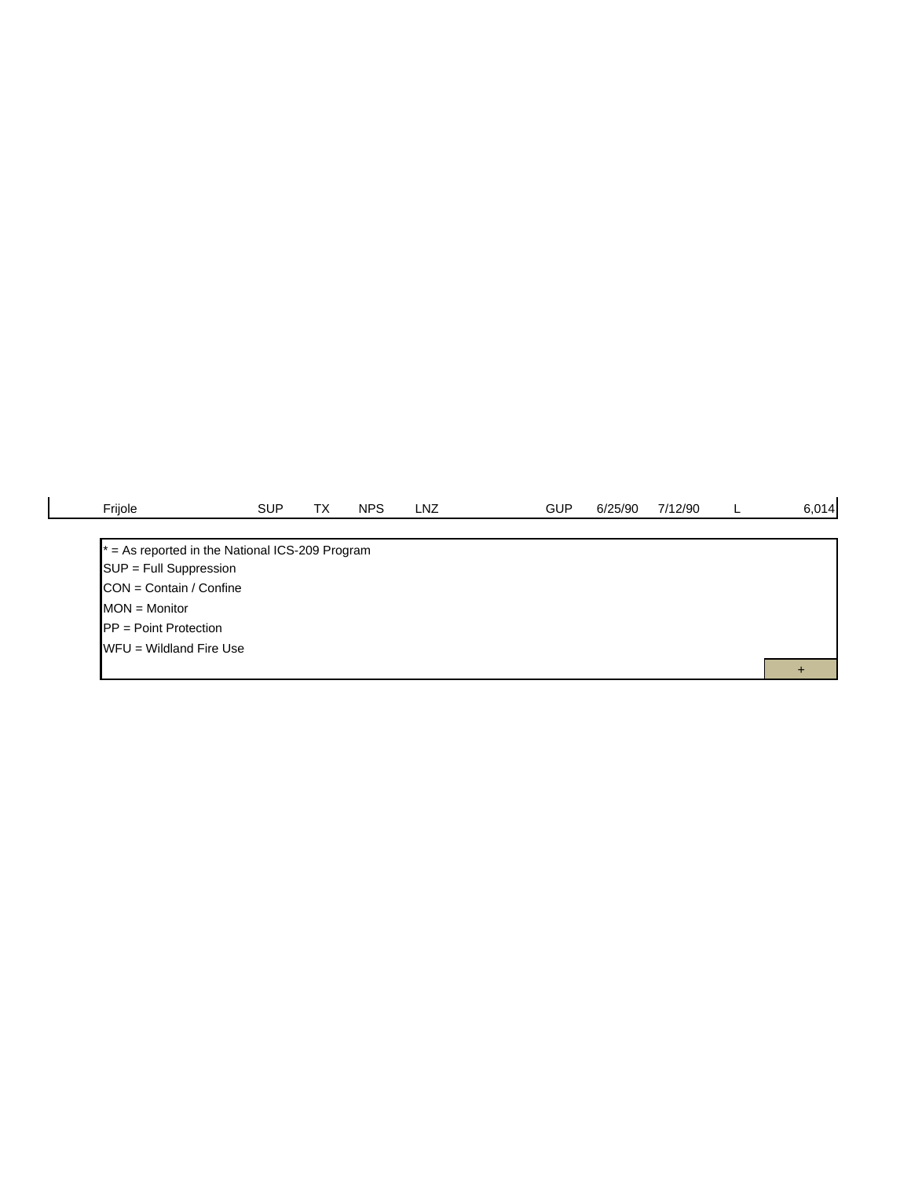| | | | | | | | | | | |
|---|---|---|---|---|---|---|---|---|---|---|
| Frijole | SUP | TX | NPS | LNZ | | GUP | 6/25/90 | 7/12/90 | L | 6,014 |

* = As reported in the National ICS-209 Program
SUP = Full Suppression
CON = Contain / Confine
MON = Monitor
PP = Point Protection
WFU = Wildland Fire Use

+